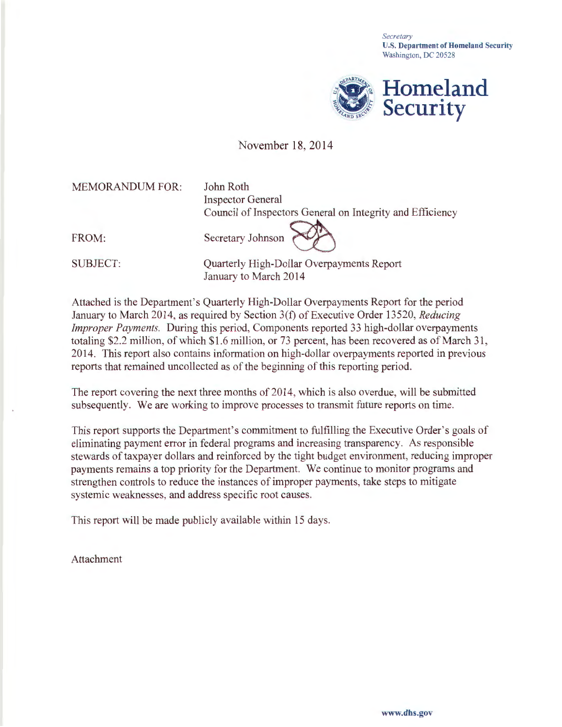*Secretary*
**U.S. Department of Homeland Security**
Washington, DC 20528

**Homeland Security**

November 18, 2014

MEMORANDUM FOR: John Roth
Inspector General
Council of Inspectors General on Integrity and Efficiency

FROM: Secretary Johnson

SUBJECT: Quarterly High-Dollar Overpayments Report
January to March 2014

Attached is the Department's Quarterly High-Dollar Overpayments Report for the period January to March 2014, as required by Section 3(f) of Executive Order 13520, *Reducing Improper Payments*. During this period, Components reported 33 high-dollar overpayments totaling $2.2 million, of which $1.6 million, or 73 percent, has been recovered as of March 31, 2014. This report also contains information on high-dollar overpayments reported in previous reports that remained uncollected as of the beginning of this reporting period.

The report covering the next three months of 2014, which is also overdue, will be submitted subsequently. We are working to improve processes to transmit future reports on time.

This report supports the Department's commitment to fulfilling the Executive Order's goals of eliminating payment error in federal programs and increasing transparency. As responsible stewards of taxpayer dollars and reinforced by the tight budget environment, reducing improper payments remains a top priority for the Department. We continue to monitor programs and strengthen controls to reduce the instances of improper payments, take steps to mitigate systemic weaknesses, and address specific root causes.

This report will be made publicly available within 15 days.

Attachment

www.dhs.gov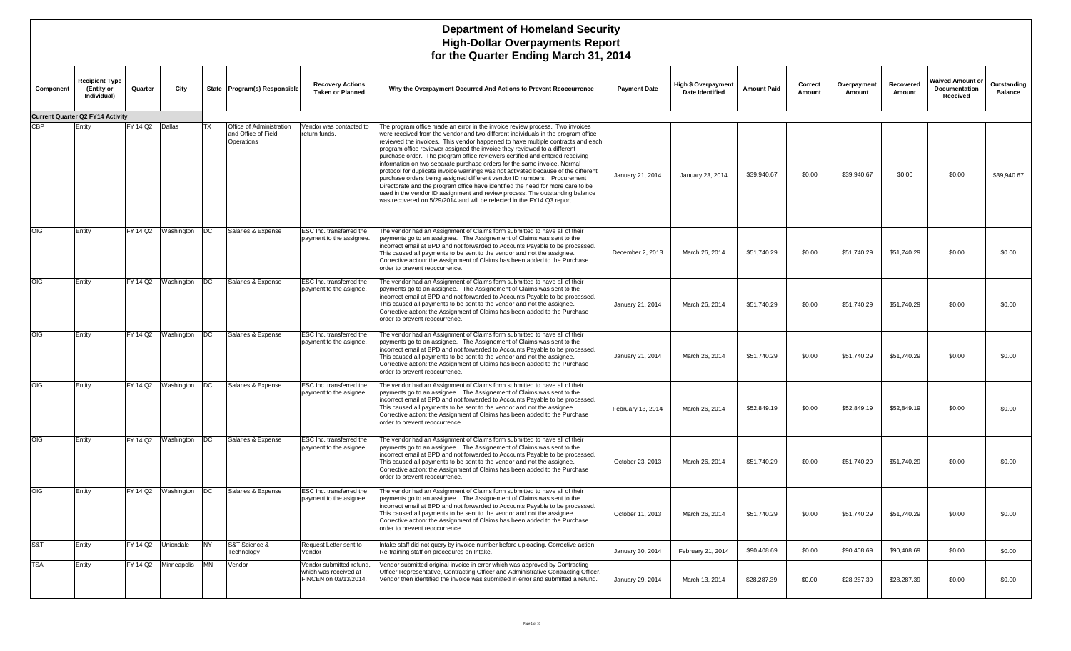# Department of Homeland Security
## High-Dollar Overpayments Report
### for the Quarter Ending March 31, 2014

| Component | Recipient Type (Entity or Individual) | Quarter | City | State | Program(s) Responsible | Recovery Actions Taken or Planned | Why the Overpayment Occurred And Actions to Prevent Reoccurrence | Payment Date | High $ Overpayment Date Identified | Amount Paid | Correct Amount | Overpayment Amount | Recovered Amount | Waived Amount or Documentation Received | Outstanding Balance |
|---|---|---|---|---|---|---|---|---|---|---|---|---|---|---|---|
| **Current Quarter Q2 FY14 Activity** | | | | | | | | | | | | | | | |
| CBP | Entity | FY 14 Q2 | Dallas | TX | Office of Administration and Office of Field Operations | Vendor was contacted to return funds. | The program office made an error in the invoice review process. Two invoices were received from the vendor and two different individuals in the program office reviewed the invoices. This vendor happened to have multiple contracts and each program office reviewer assigned the invoice they reviewed to a different purchase order. The program office reviewers certified and entered receiving information on two separate purchase orders for the same invoice. Normal protocol for duplicate invoice warnings was not activated because of the different purchase orders being assigned different vendor ID numbers. Procurement Directorate and the program office have identified the need for more care to be used in the vendor ID assignment and review process. The outstanding balance was recovered on 5/29/2014 and will be refected in the FY14 Q3 report. | January 21, 2014 | January 23, 2014 | $39,940.67 | $0.00 | $39,940.67 | $0.00 | $0.00 | $39,940.67 |
| OIG | Entity | FY 14 Q2 | Washington | DC | Salaries & Expense | ESC Inc. transferred the payment to the assignee. | The vendor had an Assignment of Claims form submitted to have all of their payments go to an assignee. The Assignment of Claims was sent to the incorrect email at BPD and not forwarded to Accounts Payable to be processed. This caused all payments to be sent to the vendor and not the assignee. Corrective action: the Assignment of Claims has been added to the Purchase order to prevent reoccurrence. | December 2, 2013 | March 26, 2014 | $51,740.29 | $0.00 | $51,740.29 | $51,740.29 | $0.00 | $0.00 |
| OIG | Entity | FY 14 Q2 | Washington | DC | Salaries & Expense | ESC Inc. transferred the payment to the asignee. | The vendor had an Assignment of Claims form submitted to have all of their payments go to an assignee. The Assignment of Claims was sent to the incorrect email at BPD and not forwarded to Accounts Payable to be processed. This caused all payments to be sent to the vendor and not the assignee. Corrective action: the Assignment of Claims has been added to the Purchase order to prevent reoccurrence. | January 21, 2014 | March 26, 2014 | $51,740.29 | $0.00 | $51,740.29 | $51,740.29 | $0.00 | $0.00 |
| OIG | Entity | FY 14 Q2 | Washington | DC | Salaries & Expense | ESC Inc. transferred the payment to the asignee. | The vendor had an Assignment of Claims form submitted to have all of their payments go to an assignee. The Assignment of Claims was sent to the incorrect email at BPD and not forwarded to Accounts Payable to be processed. This caused all payments to be sent to the vendor and not the assignee. Corrective action: the Assignment of Claims has been added to the Purchase order to prevent reoccurrence. | January 21, 2014 | March 26, 2014 | $51,740.29 | $0.00 | $51,740.29 | $51,740.29 | $0.00 | $0.00 |
| OIG | Entity | FY 14 Q2 | Washington | DC | Salaries & Expense | ESC Inc. transferred the payment to the asignee. | The vendor had an Assignment of Claims form submitted to have all of their payments go to an assignee. The Assignment of Claims was sent to the incorrect email at BPD and not forwarded to Accounts Payable to be processed. This caused all payments to be sent to the vendor and not the assignee. Corrective action: the Assignment of Claims has been added to the Purchase order to prevent reoccurrence. | February 13, 2014 | March 26, 2014 | $52,849.19 | $0.00 | $52,849.19 | $52,849.19 | $0.00 | $0.00 |
| OIG | Entity | FY 14 Q2 | Washington | DC | Salaries & Expense | ESC Inc. transferred the payment to the asignee. | The vendor had an Assignment of Claims form submitted to have all of their payments go to an assignee. The Assignment of Claims was sent to the incorrect email at BPD and not forwarded to Accounts Payable to be processed. This caused all payments to be sent to the vendor and not the assignee. Corrective action: the Assignment of Claims has been added to the Purchase order to prevent reoccurrence. | October 23, 2013 | March 26, 2014 | $51,740.29 | $0.00 | $51,740.29 | $51,740.29 | $0.00 | $0.00 |
| OIG | Entity | FY 14 Q2 | Washington | DC | Salaries & Expense | ESC Inc. transferred the payment to the asignee. | The vendor had an Assignment of Claims form submitted to have all of their payments go to an assignee. The Assignment of Claims was sent to the incorrect email at BPD and not forwarded to Accounts Payable to be processed. This caused all payments to be sent to the vendor and not the assignee. Corrective action: the Assignment of Claims has been added to the Purchase order to prevent reoccurrence. | October 11, 2013 | March 26, 2014 | $51,740.29 | $0.00 | $51,740.29 | $51,740.29 | $0.00 | $0.00 |
| S&T | Entity | FY 14 Q2 | Uniondale | NY | S&T Science & Technology | Request Letter sent to Vendor | Intake staff did not query by invoice number before uploading. Corrective action: Re-training staff on procedures on Intake. | January 30, 2014 | February 21, 2014 | $90,408.69 | $0.00 | $90,408.69 | $90,408.69 | $0.00 | $0.00 |
| TSA | Entity | FY 14 Q2 | Minneapolis | MN | Vendor | Vendor submitted refund, which was received at FINCEN on 03/13/2014. | Vendor submitted original invoice in error which was approved by Contracting Officer Representative, Contracting Officer and Administrative Contracting Officer. Vendor then identified the invoice was submitted in error and submitted a refund. | January 29, 2014 | March 13, 2014 | $28,287.39 | $0.00 | $28,287.39 | $28,287.39 | $0.00 | $0.00 |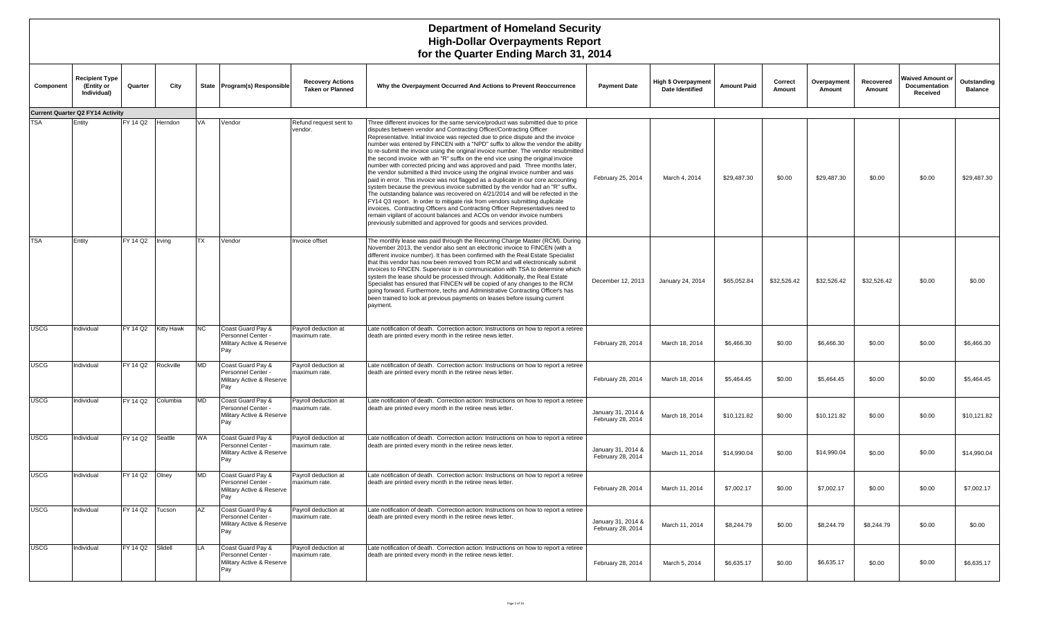# Department of Homeland Security
## High-Dollar Overpayments Report
### for the Quarter Ending March 31, 2014

| Component | Recipient Type (Entity or Individual) | Quarter | City | State | Program(s) Responsible | Recovery Actions Taken or Planned | Why the Overpayment Occurred And Actions to Prevent Reoccurrence | Payment Date | High $ Overpayment Date Identified | Amount Paid | Correct Amount | Overpayment Amount | Recovered Amount | Waived Amount or Documentation Received | Outstanding Balance |
|---|---|---|---|---|---|---|---|---|---|---|---|---|---|---|---|
| **Current Quarter Q2 FY14 Activity** | | | | | | | | | | | | | | | |
| TSA | Entity | FY 14 Q2 | Herndon | VA | Vendor | Refund request sent to vendor. | Three different invoices for the same service/product was submitted due to price disputes between vendor and Contracting Officer/Contracting Officer Representative. Initial invoice was rejected due to price dispute and the invoice number was entered by FINCEN with a "NPD" suffix to allow the vendor the ability to re-submit the invoice using the original invoice number. The vendor resubmitted the second invoice with an "R" suffix on the end vice using the original invoice number with corrected pricing and was approved and paid. Three months later, the vendor submitted a third invoice using the original invoice number and was paid in error. This invoice was not flagged as a duplicate in our core accounting system because the previous invoice submitted by the vendor had an "R" suffix. The outstanding balance was recovered on 4/21/2014 and will be reflected in the FY14 Q3 report. In order to mitigate risk from vendors submitting duplicate invoices, Contracting Officers and Contracting Officer Representatives need to remain vigilant of account balances and ACOs on vendor invoice numbers previously submitted and approved for goods and services provided. | February 25, 2014 | March 4, 2014 | $29,487.30 | $0.00 | $29,487.30 | $0.00 | $0.00 | $29,487.30 |
| TSA | Entity | FY 14 Q2 | Irving | TX | Vendor | Invoice offset | The monthly lease was paid through the Recurring Charge Master (RCM). During November 2013, the vendor also sent an electronic invoice to FINCEN (with a different invoice number). It has been confirmed with the Real Estate Specialist that this vendor has now been removed from RCM and will electronically submit invoices to FINCEN. Supervisor is in communication with TSA to determine which system the lease should be processed through. Additionally, the Real Estate Specialist has ensured that FINCEN will be copied of any changes to the RCM going forward. Furthermore, techs and Administrative Contracting Officer's has been trained to look at previous payments on leases before issuing current payment. | December 12, 2013 | January 24, 2014 | $65,052.84 | $32,526.42 | $32,526.42 | $32,526.42 | $0.00 | $0.00 |
| USCG | Individual | FY 14 Q2 | Kitty Hawk | NC | Coast Guard Pay & Personnel Center - Military Active & Reserve Pay | Payroll deduction at maximum rate. | Late notification of death. Correction action: Instructions on how to report a retiree death are printed every month in the retiree news letter. | February 28, 2014 | March 18, 2014 | $6,466.30 | $0.00 | $6,466.30 | $0.00 | $0.00 | $6,466.30 |
| USCG | Individual | FY 14 Q2 | Rockville | MD | Coast Guard Pay & Personnel Center - Military Active & Reserve Pay | Payroll deduction at maximum rate. | Late notification of death. Correction action: Instructions on how to report a retiree death are printed every month in the retiree news letter. | February 28, 2014 | March 18, 2014 | $5,464.45 | $0.00 | $5,464.45 | $0.00 | $0.00 | $5,464.45 |
| USCG | Individual | FY 14 Q2 | Columbia | MD | Coast Guard Pay & Personnel Center - Military Active & Reserve Pay | Payroll deduction at maximum rate. | Late notification of death. Correction action: Instructions on how to report a retiree death are printed every month in the retiree news letter. | January 31, 2014 & February 28, 2014 | March 18, 2014 | $10,121.82 | $0.00 | $10,121.82 | $0.00 | $0.00 | $10,121.82 |
| USCG | Individual | FY 14 Q2 | Seattle | WA | Coast Guard Pay & Personnel Center - Military Active & Reserve Pay | Payroll deduction at maximum rate. | Late notification of death. Correction action: Instructions on how to report a retiree death are printed every month in the retiree news letter. | January 31, 2014 & February 28, 2014 | March 11, 2014 | $14,990.04 | $0.00 | $14,990.04 | $0.00 | $0.00 | $14,990.04 |
| USCG | Individual | FY 14 Q2 | Olney | MD | Coast Guard Pay & Personnel Center - Military Active & Reserve Pay | Payroll deduction at maximum rate. | Late notification of death. Correction action: Instructions on how to report a retiree death are printed every month in the retiree news letter. | February 28, 2014 | March 11, 2014 | $7,002.17 | $0.00 | $7,002.17 | $0.00 | $0.00 | $7,002.17 |
| USCG | Individual | FY 14 Q2 | Tucson | AZ | Coast Guard Pay & Personnel Center - Military Active & Reserve Pay | Payroll deduction at maximum rate. | Late notification of death. Correction action: Instructions on how to report a retiree death are printed every month in the retiree news letter. | January 31, 2014 & February 28, 2014 | March 11, 2014 | $8,244.79 | $0.00 | $8,244.79 | $8,244.79 | $0.00 | $0.00 |
| USCG | Individual | FY 14 Q2 | Slidell | LA | Coast Guard Pay & Personnel Center - Military Active & Reserve Pay | Payroll deduction at maximum rate. | Late notification of death. Correction action: Instructions on how to report a retiree death are printed every month in the retiree news letter. | February 28, 2014 | March 5, 2014 | $6,635.17 | $0.00 | $6,635.17 | $0.00 | $0.00 | $6,635.17 |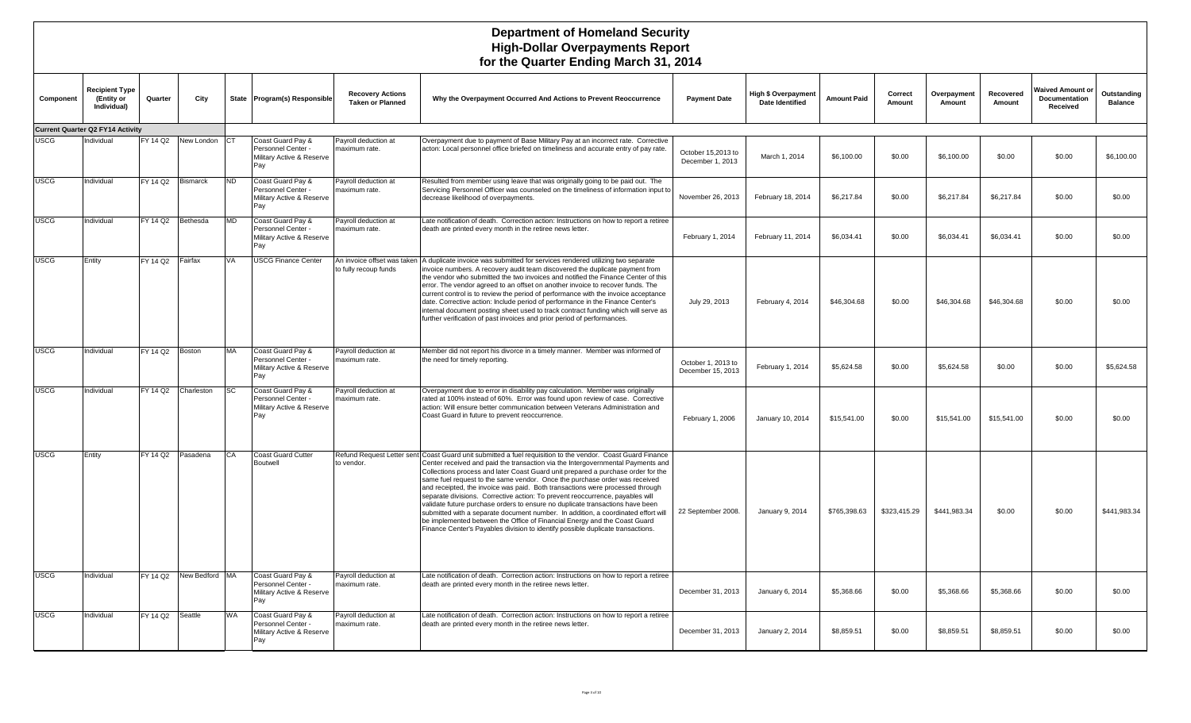# Department of Homeland Security
## High-Dollar Overpayments Report
### for the Quarter Ending March 31, 2014

| Component | Recipient Type (Entity or Individual) | Quarter | City | State | Program(s) Responsible | Recovery Actions Taken or Planned | Why the Overpayment Occurred And Actions to Prevent Reoccurrence | Payment Date | High $ Overpayment Date Identified | Amount Paid | Correct Amount | Overpayment Amount | Recovered Amount | Waived Amount or Documentation Received | Outstanding Balance |
|---|---|---|---|---|---|---|---|---|---|---|---|---|---|---|---|
| **Current Quarter Q2 FY14 Activity** | | | | | | | | | | | | | | | |
| USCG | Individual | FY 14 Q2 | New London | CT | Coast Guard Pay & Personnel Center - Military Active & Reserve Pay | Payroll deduction at maximum rate. | Overpayment due to payment of Base Military Pay at an incorrect rate. Corrective acton: Local personnel office briefed on timeliness and accurate entry of pay rate. | October 15,2013 to December 1, 2013 | March 1, 2014 | $6,100.00 | $0.00 | $6,100.00 | $0.00 | $0.00 | $6,100.00 |
| USCG | Individual | FY 14 Q2 | Bismarck | ND | Coast Guard Pay & Personnel Center - Military Active & Reserve Pay | Payroll deduction at maximum rate. | Resulted from member using leave that was originally going to be paid out. The Servicing Personnel Officer was counseled on the timeliness of information input to decrease likelihood of overpayments. | November 26, 2013 | February 18, 2014 | $6,217.84 | $0.00 | $6,217.84 | $6,217.84 | $0.00 | $0.00 |
| USCG | Individual | FY 14 Q2 | Bethesda | MD | Coast Guard Pay & Personnel Center - Military Active & Reserve Pay | Payroll deduction at maximum rate. | Late notification of death. Correction action: Instructions on how to report a retiree death are printed every month in the retiree news letter. | February 1, 2014 | February 11, 2014 | $6,034.41 | $0.00 | $6,034.41 | $6,034.41 | $0.00 | $0.00 |
| USCG | Entity | FY 14 Q2 | Fairfax | VA | USCG Finance Center | An invoice offset was taken to fully recoup funds | A duplicate invoice was submitted for services rendered utilizing two separate invoice numbers. A recovery audit team discovered the duplicate payment from the vendor who submitted the two invoices and notified the Finance Center of this error. The vendor agreed to an offset on another invoice to recover funds. The current control is to review the period of performance with the invoice acceptance date. Corrective action: Include period of performance in the Finance Center's internal document posting sheet used to track contract funding which will serve as further verification of past invoices and prior period of performances. | July 29, 2013 | February 4, 2014 | $46,304.68 | $0.00 | $46,304.68 | $46,304.68 | $0.00 | $0.00 |
| USCG | Individual | FY 14 Q2 | Boston | MA | Coast Guard Pay & Personnel Center - Military Active & Reserve Pay | Payroll deduction at maximum rate. | Member did not report his divorce in a timely manner. Member was informed of the need for timely reporting. | October 1, 2013 to December 15, 2013 | February 1, 2014 | $5,624.58 | $0.00 | $5,624.58 | $0.00 | $0.00 | $5,624.58 |
| USCG | Individual | FY 14 Q2 | Charleston | SC | Coast Guard Pay & Personnel Center - Military Active & Reserve Pay | Payroll deduction at maximum rate. | Overpayment due to error in disability pay calculation. Member was originally rated at 100% instead of 60%. Error was found upon review of case. Corrective action: Will ensure better communication between Veterans Administration and Coast Guard in future to prevent reoccurrence. | February 1, 2006 | January 10, 2014 | $15,541.00 | $0.00 | $15,541.00 | $15,541.00 | $0.00 | $0.00 |
| USCG | Entity | FY 14 Q2 | Pasadena | CA | Coast Guard Cutter Boutwell | Refund Request Letter sent to vendor. | Coast Guard unit submitted a fuel requisition to the vendor. Coast Guard Finance Center received and paid the transaction via the Intergovernmental Payments and Collections process and later Coast Guard unit prepared a purchase order for the same fuel request to the same vendor. Once the purchase order was received and receipted, the invoice was paid. Both transactions were processed through separate divisions. Corrective action: To prevent reoccurrence, payables will validate future purchase orders to ensure no duplicate transactions have been submitted with a separate document number. In addition, a coordinated effort will be implemented between the Office of Financial Energy and the Coast Guard Finance Center's Payables division to identify possible duplicate transactions. | 22 September 2008. | January 9, 2014 | $765,398.63 | $323,415.29 | $441,983.34 | $0.00 | $0.00 | $441,983.34 |
| USCG | Individual | FY 14 Q2 | New Bedford | MA | Coast Guard Pay & Personnel Center - Military Active & Reserve Pay | Payroll deduction at maximum rate. | Late notification of death. Correction action: Instructions on how to report a retiree death are printed every month in the retiree news letter. | December 31, 2013 | January 6, 2014 | $5,368.66 | $0.00 | $5,368.66 | $5,368.66 | $0.00 | $0.00 |
| USCG | Individual | FY 14 Q2 | Seattle | WA | Coast Guard Pay & Personnel Center - Military Active & Reserve Pay | Payroll deduction at maximum rate. | Late notification of death. Correction action: Instructions on how to report a retiree death are printed every month in the retiree news letter. | December 31, 2013 | January 2, 2014 | $8,859.51 | $0.00 | $8,859.51 | $8,859.51 | $0.00 | $0.00 |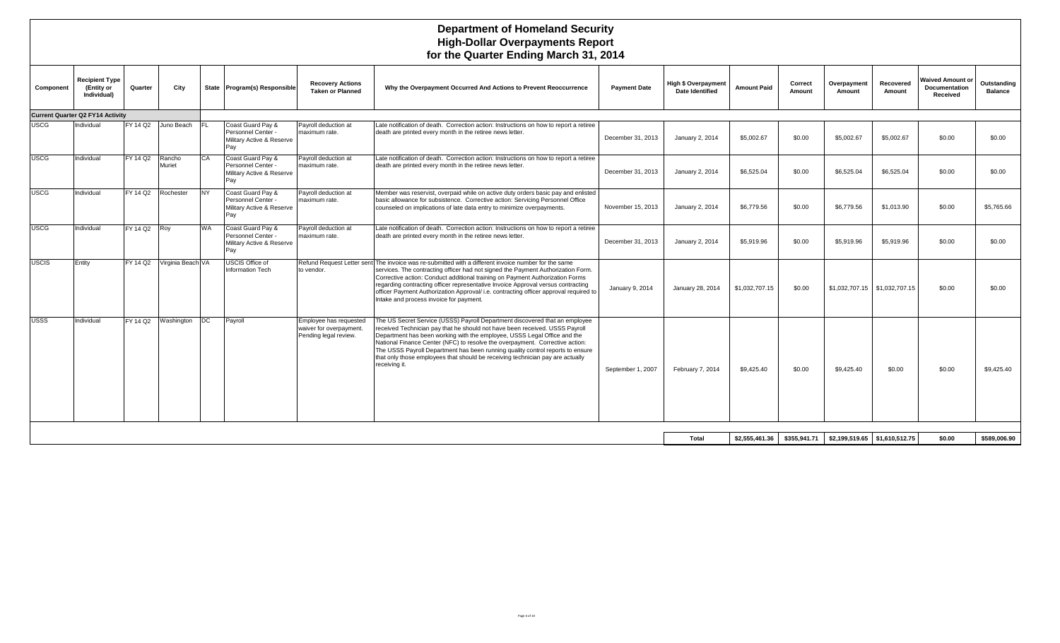# Department of Homeland Security
## High-Dollar Overpayments Report
## for the Quarter Ending March 31, 2014

| Component | Recipient Type (Entity or Individual) | Quarter | City | State | Program(s) Responsible | Recovery Actions Taken or Planned | Why the Overpayment Occurred And Actions to Prevent Reoccurrence | Payment Date | High $ Overpayment Date Identified | Amount Paid | Correct Amount | Overpayment Amount | Recovered Amount | Waived Amount or Documentation Received | Outstanding Balance |
|---|---|---|---|---|---|---|---|---|---|---|---|---|---|---|---|
| **Current Quarter Q2 FY14 Activity** | | | | | | | | | | | | | | | |
| USCG | Individual | FY 14 Q2 | Juno Beach | FL | Coast Guard Pay & Personnel Center - Military Active & Reserve Pay | Payroll deduction at maximum rate. | Late notification of death. Correction action: Instructions on how to report a retiree death are printed every month in the retiree news letter. | December 31, 2013 | January 2, 2014 | $5,002.67 | $0.00 | $5,002.67 | $5,002.67 | $0.00 | $0.00 |
| USCG | Individual | FY 14 Q2 | Rancho Muriet | CA | Coast Guard Pay & Personnel Center - Military Active & Reserve Pay | Payroll deduction at maximum rate. | Late notification of death. Correction action: Instructions on how to report a retiree death are printed every month in the retiree news letter. | December 31, 2013 | January 2, 2014 | $6,525.04 | $0.00 | $6,525.04 | $6,525.04 | $0.00 | $0.00 |
| USCG | Individual | FY 14 Q2 | Rochester | NY | Coast Guard Pay & Personnel Center - Military Active & Reserve Pay | Payroll deduction at maximum rate. | Member was reservist, overpaid while on active duty orders basic pay and enlisted basic allowance for subsistence. Corrective action: Servicing Personnel Office counseled on implications of late data entry to minimize overpayments. | November 15, 2013 | January 2, 2014 | $6,779.56 | $0.00 | $6,779.56 | $1,013.90 | $0.00 | $5,765.66 |
| USCG | Individual | FY 14 Q2 | Roy | WA | Coast Guard Pay & Personnel Center - Military Active & Reserve Pay | Payroll deduction at maximum rate. | Late notification of death. Correction action: Instructions on how to report a retiree death are printed every month in the retiree news letter. | December 31, 2013 | January 2, 2014 | $5,919.96 | $0.00 | $5,919.96 | $5,919.96 | $0.00 | $0.00 |
| USCIS | Entity | FY 14 Q2 | Virginia Beach | VA | USCIS Office of Information Tech | Refund Request Letter sent to vendor. | The invoice was re-submitted with a different invoice number for the same services. The contracting officer had not signed the Payment Authorization Form. Corrective action: Conduct additional training on Payment Authorization Forms regarding contracting officer representative Invoice Approval versus contracting officer Payment Authorization Approval/ i.e. contracting officer approval required to Intake and process invoice for payment. | January 9, 2014 | January 28, 2014 | $1,032,707.15 | $0.00 | $1,032,707.15 | $1,032,707.15 | $0.00 | $0.00 |
| USSS | Individual | FY 14 Q2 | Washington | DC | Payroll | Employee has requested waiver for overpayment. Pending legal review. | The US Secret Service (USSS) Payroll Department discovered that an employee received Technician pay that he should not have been received. USSS Payroll Department has been working with the employee, USSS Legal Office and the National Finance Center (NFC) to resolve the overpayment. Corrective action: The USSS Payroll Department has been running quality control reports to ensure that only those employees that should be receiving technician pay are actually receiving it. | September 1, 2007 | February 7, 2014 | $9,425.40 | $0.00 | $9,425.40 | $0.00 | $0.00 | $9,425.40 |
| | | | | | | | | | **Total** | **$2,555,461.36** | **$355,941.71** | **$2,199,519.65** | **$1,610,512.75** | **$0.00** | **$589,006.90** |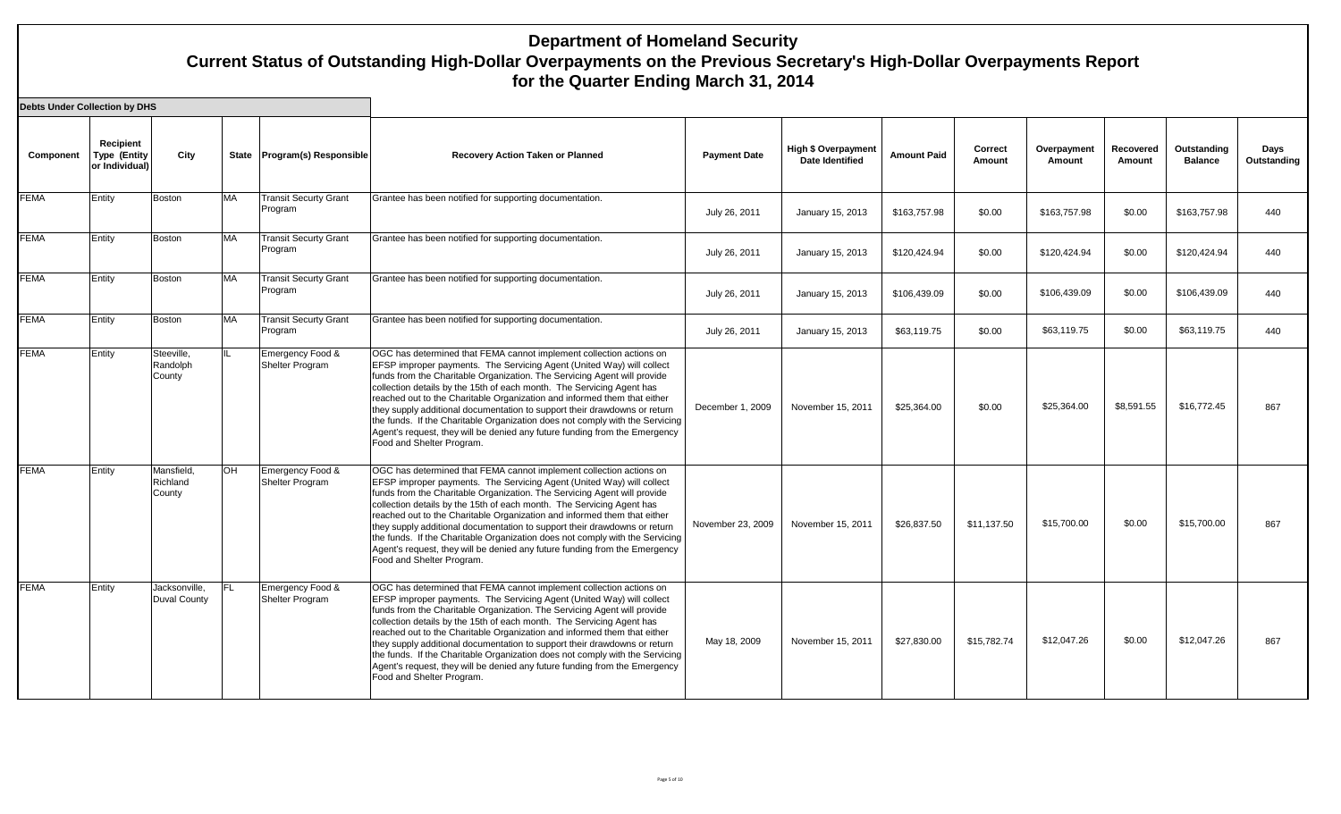# Department of Homeland Security

## Current Status of Outstanding High-Dollar Overpayments on the Previous Secretary's High-Dollar Overpayments Report for the Quarter Ending March 31, 2014

**Debts Under Collection by DHS**

| Component | Recipient Type (Entity or Individual) | City | State | Program(s) Responsible | Recovery Action Taken or Planned | Payment Date | High $ Overpayment Date Identified | Amount Paid | Correct Amount | Overpayment Amount | Recovered Amount | Outstanding Balance | Days Outstanding |
|---|---|---|---|---|---|---|---|---|---|---|---|---|---|
| FEMA | Entity | Boston | MA | Transit Securty Grant Program | Grantee has been notified for supporting documentation. | July 26, 2011 | January 15, 2013 | $163,757.98 | $0.00 | $163,757.98 | $0.00 | $163,757.98 | 440 |
| FEMA | Entity | Boston | MA | Transit Securty Grant Program | Grantee has been notified for supporting documentation. | July 26, 2011 | January 15, 2013 | $120,424.94 | $0.00 | $120,424.94 | $0.00 | $120,424.94 | 440 |
| FEMA | Entity | Boston | MA | Transit Securty Grant Program | Grantee has been notified for supporting documentation. | July 26, 2011 | January 15, 2013 | $106,439.09 | $0.00 | $106,439.09 | $0.00 | $106,439.09 | 440 |
| FEMA | Entity | Boston | MA | Transit Securty Grant Program | Grantee has been notified for supporting documentation. | July 26, 2011 | January 15, 2013 | $63,119.75 | $0.00 | $63,119.75 | $0.00 | $63,119.75 | 440 |
| FEMA | Entity | Steeville, Randolph County | IL | Emergency Food & Shelter Program | OGC has determined that FEMA cannot implement collection actions on EFSP improper payments. The Servicing Agent (United Way) will collect funds from the Charitable Organization. The Servicing Agent will provide collection details by the 15th of each month. The Servicing Agent has reached out to the Charitable Organization and informed them that either they supply additional documentation to support their drawdowns or return the funds. If the Charitable Organization does not comply with the Servicing Agent's request, they will be denied any future funding from the Emergency Food and Shelter Program. | December 1, 2009 | November 15, 2011 | $25,364.00 | $0.00 | $25,364.00 | $8,591.55 | $16,772.45 | 867 |
| FEMA | Entity | Mansfield, Richland County | OH | Emergency Food & Shelter Program | OGC has determined that FEMA cannot implement collection actions on EFSP improper payments. The Servicing Agent (United Way) will collect funds from the Charitable Organization. The Servicing Agent will provide collection details by the 15th of each month. The Servicing Agent has reached out to the Charitable Organization and informed them that either they supply additional documentation to support their drawdowns or return the funds. If the Charitable Organization does not comply with the Servicing Agent's request, they will be denied any future funding from the Emergency Food and Shelter Program. | November 23, 2009 | November 15, 2011 | $26,837.50 | $11,137.50 | $15,700.00 | $0.00 | $15,700.00 | 867 |
| FEMA | Entity | Jacksonville, Duval County | FL | Emergency Food & Shelter Program | OGC has determined that FEMA cannot implement collection actions on EFSP improper payments. The Servicing Agent (United Way) will collect funds from the Charitable Organization. The Servicing Agent will provide collection details by the 15th of each month. The Servicing Agent has reached out to the Charitable Organization and informed them that either they supply additional documentation to support their drawdowns or return the funds. If the Charitable Organization does not comply with the Servicing Agent's request, they will be denied any future funding from the Emergency Food and Shelter Program. | May 18, 2009 | November 15, 2011 | $27,830.00 | $15,782.74 | $12,047.26 | $0.00 | $12,047.26 | 867 |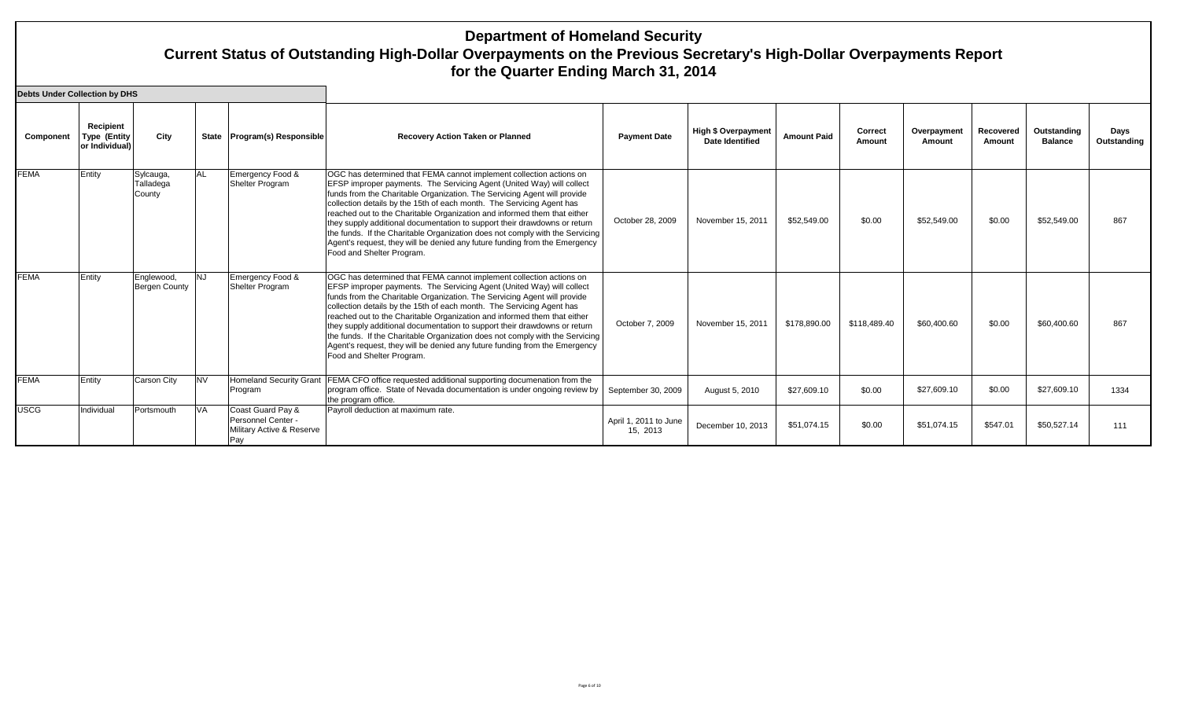# Department of Homeland Security

## Current Status of Outstanding High-Dollar Overpayments on the Previous Secretary's High-Dollar Overpayments Report for the Quarter Ending March 31, 2014

**Debts Under Collection by DHS**

| Component | Recipient Type (Entity or Individual) | City | State | Program(s) Responsible | Recovery Action Taken or Planned | Payment Date | High $ Overpayment Date Identified | Amount Paid | Correct Amount | Overpayment Amount | Recovered Amount | Outstanding Balance | Days Outstanding |
|---|---|---|---|---|---|---|---|---|---|---|---|---|---|
| FEMA | Entity | Sylcauga, Talladega County | AL | Emergency Food & Shelter Program | OGC has determined that FEMA cannot implement collection actions on EFSP improper payments. The Servicing Agent (United Way) will collect funds from the Charitable Organization. The Servicing Agent will provide collection details by the 15th of each month. The Servicing Agent has reached out to the Charitable Organization and informed them that either they supply additional documentation to support their drawdowns or return the funds. If the Charitable Organization does not comply with the Servicing Agent's request, they will be denied any future funding from the Emergency Food and Shelter Program. | October 28, 2009 | November 15, 2011 | $52,549.00 | $0.00 | $52,549.00 | $0.00 | $52,549.00 | 867 |
| FEMA | Entity | Englewood, Bergen County | NJ | Emergency Food & Shelter Program | OGC has determined that FEMA cannot implement collection actions on EFSP improper payments. The Servicing Agent (United Way) will collect funds from the Charitable Organization. The Servicing Agent will provide collection details by the 15th of each month. The Servicing Agent has reached out to the Charitable Organization and informed them that either they supply additional documentation to support their drawdowns or return the funds. If the Charitable Organization does not comply with the Servicing Agent's request, they will be denied any future funding from the Emergency Food and Shelter Program. | October 7, 2009 | November 15, 2011 | $178,890.00 | $118,489.40 | $60,400.60 | $0.00 | $60,400.60 | 867 |
| FEMA | Entity | Carson City | NV | Homeland Security Grant Program | FEMA CFO office requested additional supporting documenation from the program office. State of Nevada documentation is under ongoing review by the program office. | September 30, 2009 | August 5, 2010 | $27,609.10 | $0.00 | $27,609.10 | $0.00 | $27,609.10 | 1334 |
| USCG | Individual | Portsmouth | VA | Coast Guard Pay & Personnel Center - Military Active & Reserve Pay | Payroll deduction at maximum rate. | April 1, 2011 to June 15, 2013 | December 10, 2013 | $51,074.15 | $0.00 | $51,074.15 | $547.01 | $50,527.14 | 111 |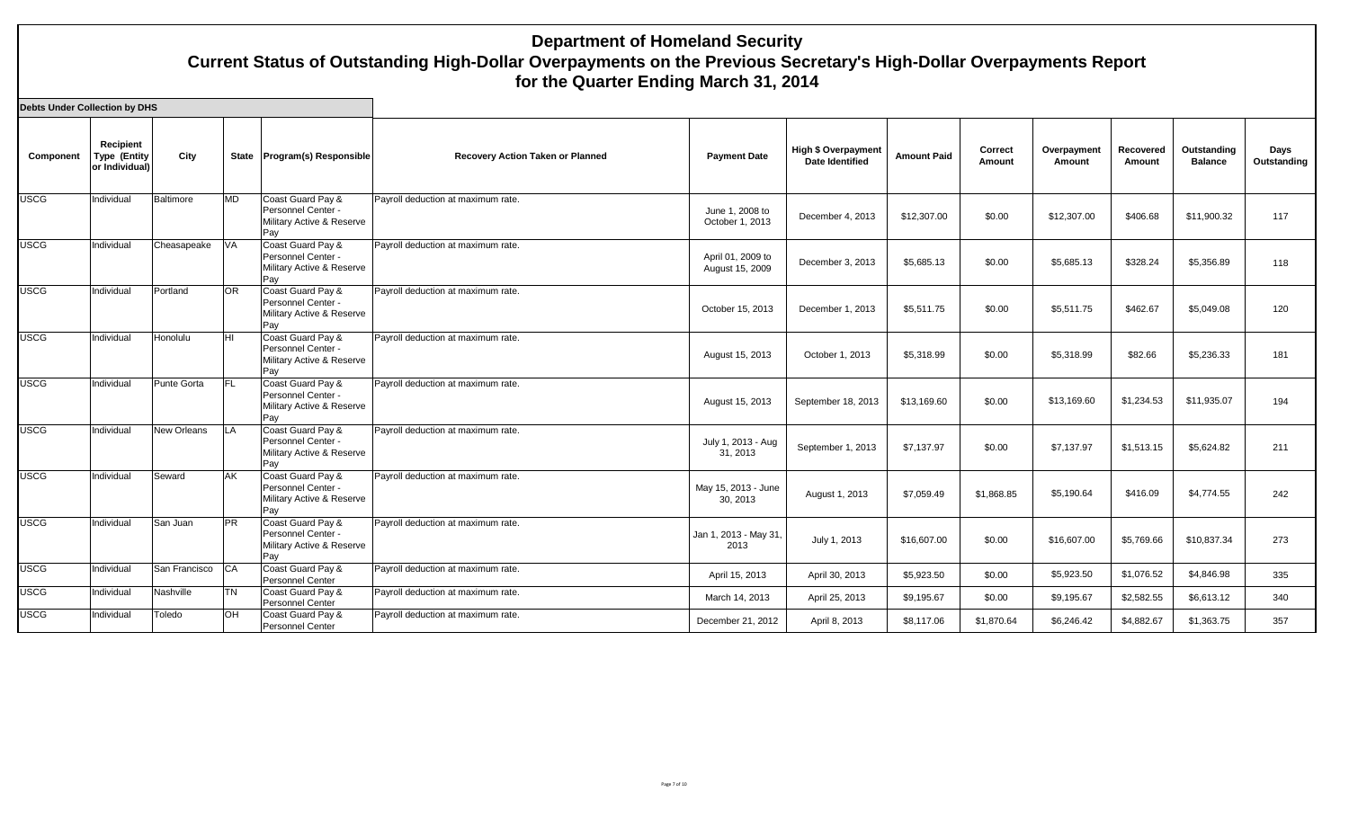# Department of Homeland Security
## Current Status of Outstanding High-Dollar Overpayments on the Previous Secretary's High-Dollar Overpayments Report for the Quarter Ending March 31, 2014

**Debts Under Collection by DHS**

| Component | Recipient Type (Entity or Individual) | City | State | Program(s) Responsible | Recovery Action Taken or Planned | Payment Date | High $ Overpayment Date Identified | Amount Paid | Correct Amount | Overpayment Amount | Recovered Amount | Outstanding Balance | Days Outstanding |
|---|---|---|---|---|---|---|---|---|---|---|---|---|---|
| USCG | Individual | Baltimore | MD | Coast Guard Pay & Personnel Center - Military Active & Reserve Pay | Payroll deduction at maximum rate. | June 1, 2008 to October 1, 2013 | December 4, 2013 | $12,307.00 | $0.00 | $12,307.00 | $406.68 | $11,900.32 | 117 |
| USCG | Individual | Cheasapeake | VA | Coast Guard Pay & Personnel Center - Military Active & Reserve Pay | Payroll deduction at maximum rate. | April 01, 2009 to August 15, 2009 | December 3, 2013 | $5,685.13 | $0.00 | $5,685.13 | $328.24 | $5,356.89 | 118 |
| USCG | Individual | Portland | OR | Coast Guard Pay & Personnel Center - Military Active & Reserve Pay | Payroll deduction at maximum rate. | October 15, 2013 | December 1, 2013 | $5,511.75 | $0.00 | $5,511.75 | $462.67 | $5,049.08 | 120 |
| USCG | Individual | Honolulu | HI | Coast Guard Pay & Personnel Center - Military Active & Reserve Pay | Payroll deduction at maximum rate. | August 15, 2013 | October 1, 2013 | $5,318.99 | $0.00 | $5,318.99 | $82.66 | $5,236.33 | 181 |
| USCG | Individual | Punte Gorta | FL | Coast Guard Pay & Personnel Center - Military Active & Reserve Pay | Payroll deduction at maximum rate. | August 15, 2013 | September 18, 2013 | $13,169.60 | $0.00 | $13,169.60 | $1,234.53 | $11,935.07 | 194 |
| USCG | Individual | New Orleans | LA | Coast Guard Pay & Personnel Center - Military Active & Reserve Pay | Payroll deduction at maximum rate. | July 1, 2013 - Aug 31, 2013 | September 1, 2013 | $7,137.97 | $0.00 | $7,137.97 | $1,513.15 | $5,624.82 | 211 |
| USCG | Individual | Seward | AK | Coast Guard Pay & Personnel Center - Military Active & Reserve Pay | Payroll deduction at maximum rate. | May 15, 2013 - June 30, 2013 | August 1, 2013 | $7,059.49 | $1,868.85 | $5,190.64 | $416.09 | $4,774.55 | 242 |
| USCG | Individual | San Juan | PR | Coast Guard Pay & Personnel Center - Military Active & Reserve Pay | Payroll deduction at maximum rate. | Jan 1, 2013 - May 31, 2013 | July 1, 2013 | $16,607.00 | $0.00 | $16,607.00 | $5,769.66 | $10,837.34 | 273 |
| USCG | Individual | San Francisco | CA | Coast Guard Pay & Personnel Center | Payroll deduction at maximum rate. | April 15, 2013 | April 30, 2013 | $5,923.50 | $0.00 | $5,923.50 | $1,076.52 | $4,846.98 | 335 |
| USCG | Individual | Nashville | TN | Coast Guard Pay & Personnel Center | Payroll deduction at maximum rate. | March 14, 2013 | April 25, 2013 | $9,195.67 | $0.00 | $9,195.67 | $2,582.55 | $6,613.12 | 340 |
| USCG | Individual | Toledo | OH | Coast Guard Pay & Personnel Center | Payroll deduction at maximum rate. | December 21, 2012 | April 8, 2013 | $8,117.06 | $1,870.64 | $6,246.42 | $4,882.67 | $1,363.75 | 357 |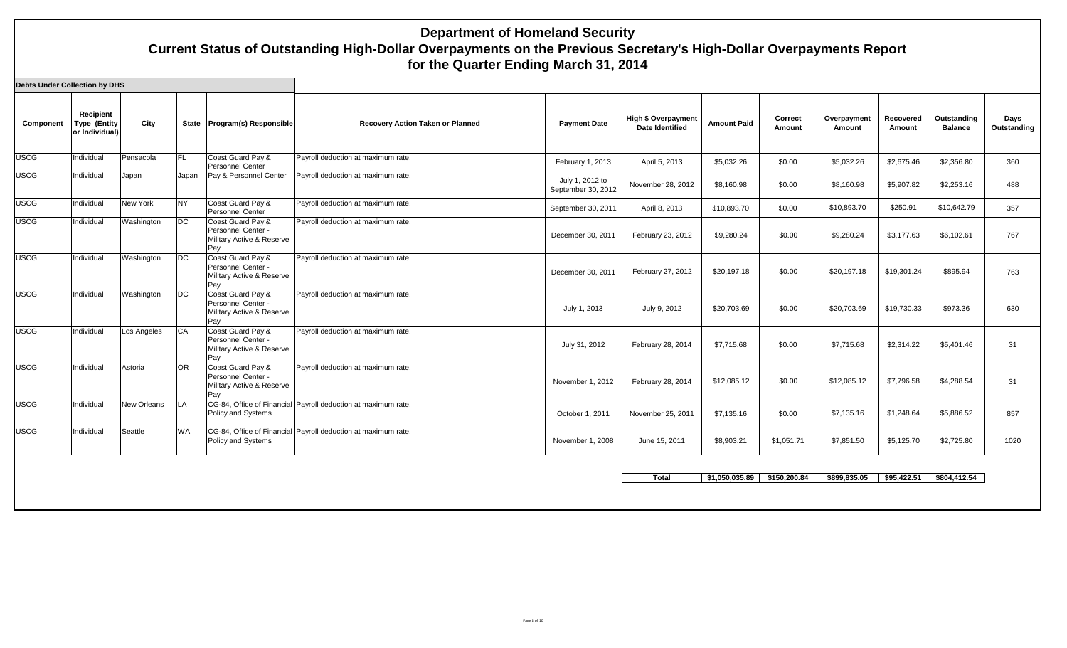# Department of Homeland Security

## Current Status of Outstanding High-Dollar Overpayments on the Previous Secretary's High-Dollar Overpayments Report for the Quarter Ending March 31, 2014

**Debts Under Collection by DHS**

| Component | Recipient Type (Entity or Individual) | City | State | Program(s) Responsible | Recovery Action Taken or Planned | Payment Date | High $ Overpayment Date Identified | Amount Paid | Correct Amount | Overpayment Amount | Recovered Amount | Outstanding Balance | Days Outstanding |
|---|---|---|---|---|---|---|---|---|---|---|---|---|---|
| USCG | Individual | Pensacola | FL | Coast Guard Pay & Personnel Center | Payroll deduction at maximum rate. | February 1, 2013 | April 5, 2013 | $5,032.26 | $0.00 | $5,032.26 | $2,675.46 | $2,356.80 | 360 |
| USCG | Individual | Japan | Japan | Pay & Personnel Center | Payroll deduction at maximum rate. | July 1, 2012 to September 30, 2012 | November 28, 2012 | $8,160.98 | $0.00 | $8,160.98 | $5,907.82 | $2,253.16 | 488 |
| USCG | Individual | New York | NY | Coast Guard Pay & Personnel Center | Payroll deduction at maximum rate. | September 30, 2011 | April 8, 2013 | $10,893.70 | $0.00 | $10,893.70 | $250.91 | $10,642.79 | 357 |
| USCG | Individual | Washington | DC | Coast Guard Pay & Personnel Center - Military Active & Reserve Pay | Payroll deduction at maximum rate. | December 30, 2011 | February 23, 2012 | $9,280.24 | $0.00 | $9,280.24 | $3,177.63 | $6,102.61 | 767 |
| USCG | Individual | Washington | DC | Coast Guard Pay & Personnel Center - Military Active & Reserve Pay | Payroll deduction at maximum rate. | December 30, 2011 | February 27, 2012 | $20,197.18 | $0.00 | $20,197.18 | $19,301.24 | $895.94 | 763 |
| USCG | Individual | Washington | DC | Coast Guard Pay & Personnel Center - Military Active & Reserve Pay | Payroll deduction at maximum rate. | July 1, 2013 | July 9, 2012 | $20,703.69 | $0.00 | $20,703.69 | $19,730.33 | $973.36 | 630 |
| USCG | Individual | Los Angeles | CA | Coast Guard Pay & Personnel Center - Military Active & Reserve Pay | Payroll deduction at maximum rate. | July 31, 2012 | February 28, 2014 | $7,715.68 | $0.00 | $7,715.68 | $2,314.22 | $5,401.46 | 31 |
| USCG | Individual | Astoria | OR | Coast Guard Pay & Personnel Center - Military Active & Reserve Pay | Payroll deduction at maximum rate. | November 1, 2012 | February 28, 2014 | $12,085.12 | $0.00 | $12,085.12 | $7,796.58 | $4,288.54 | 31 |
| USCG | Individual | New Orleans | LA | CG-84, Office of Financial Policy and Systems | Payroll deduction at maximum rate. | October 1, 2011 | November 25, 2011 | $7,135.16 | $0.00 | $7,135.16 | $1,248.64 | $5,886.52 | 857 |
| USCG | Individual | Seattle | WA | CG-84, Office of Financial Policy and Systems | Payroll deduction at maximum rate. | November 1, 2008 | June 15, 2011 | $8,903.21 | $1,051.71 | $7,851.50 | $5,125.70 | $2,725.80 | 1020 |
| | | | | | | | **Total** | **$1,050,035.89** | **$150,200.84** | **$899,835.05** | **$95,422.51** | **$804,412.54** | |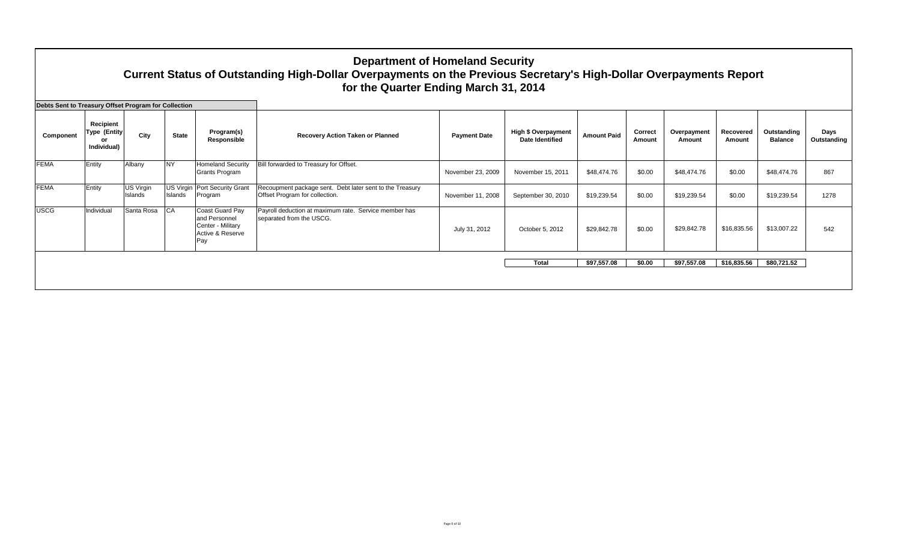# Department of Homeland Security
## Current Status of Outstanding High-Dollar Overpayments on the Previous Secretary's High-Dollar Overpayments Report
## for the Quarter Ending March 31, 2014

**Debts Sent to Treasury Offset Program for Collection**

| Component | Recipient Type (Entity or Individual) | City | State | Program(s) Responsible | Recovery Action Taken or Planned | Payment Date | High $ Overpayment Date Identified | Amount Paid | Correct Amount | Overpayment Amount | Recovered Amount | Outstanding Balance | Days Outstanding |
|---|---|---|---|---|---|---|---|---|---|---|---|---|---|
| FEMA | Entity | Albany | NY | Homeland Security Grants Program | Bill forwarded to Treasury for Offset. | November 23, 2009 | November 15, 2011 | $48,474.76 | $0.00 | $48,474.76 | $0.00 | $48,474.76 | 867 |
| FEMA | Entity | US Virgin Islands | US Virgin Islands | Port Security Grant Program | Recoupment package sent. Debt later sent to the Treasury Offset Program for collection. | November 11, 2008 | September 30, 2010 | $19,239.54 | $0.00 | $19,239.54 | $0.00 | $19,239.54 | 1278 |
| USCG | Individual | Santa Rosa | CA | Coast Guard Pay and Personnel Center - Military Active & Reserve Pay | Payroll deduction at maximum rate. Service member has separated from the USCG. | July 31, 2012 | October 5, 2012 | $29,842.78 | $0.00 | $29,842.78 | $16,835.56 | $13,007.22 | 542 |
| | | | | | | | **Total** | **$97,557.08** | **$0.00** | **$97,557.08** | **$16,835.56** | **$80,721.52** | |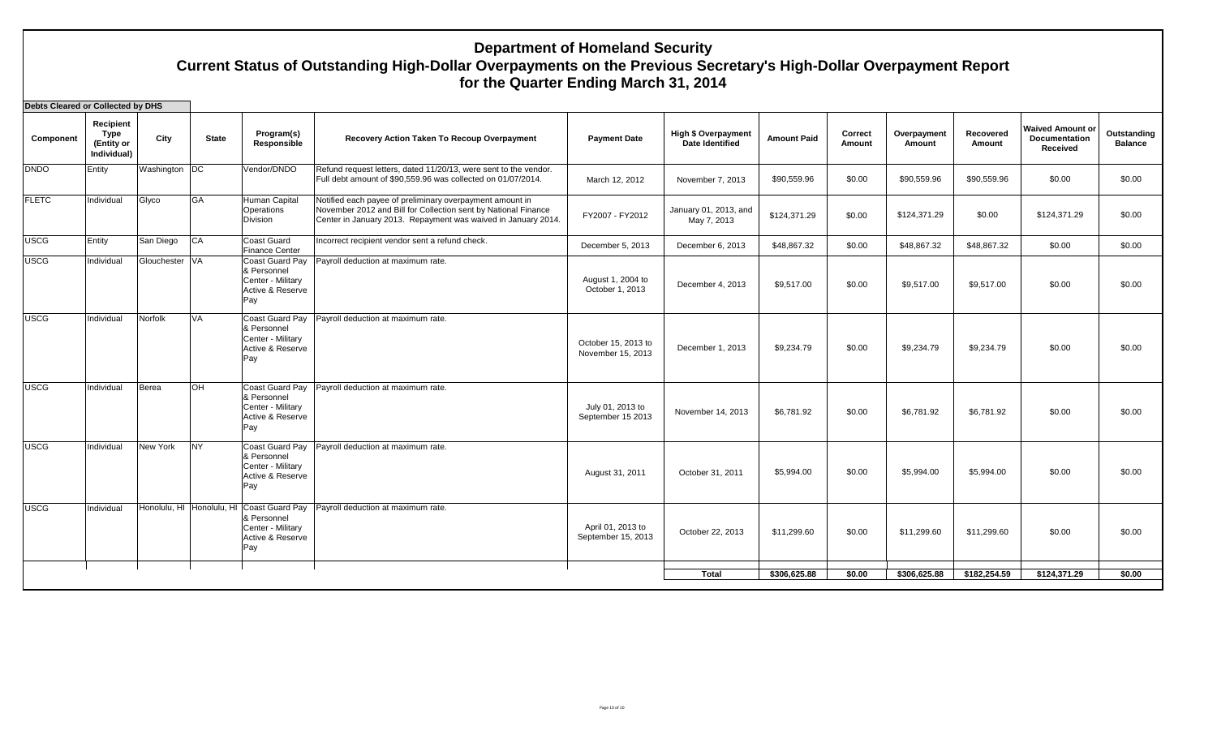# Department of Homeland Security
## Current Status of Outstanding High-Dollar Overpayments on the Previous Secretary's High-Dollar Overpayment Report
## for the Quarter Ending March 31, 2014

**Debts Cleared or Collected by DHS**

| Component | Recipient Type (Entity or Individual) | City | State | Program(s) Responsible | Recovery Action Taken To Recoup Overpayment | Payment Date | High $ Overpayment Date Identified | Amount Paid | Correct Amount | Overpayment Amount | Recovered Amount | Waived Amount or Documentation Received | Outstanding Balance |
|---|---|---|---|---|---|---|---|---|---|---|---|---|---|
| DNDO | Entity | Washington | DC | Vendor/DNDO | Refund request letters, dated 11/20/13, were sent to the vendor. Full debt amount of $90,559.96 was collected on 01/07/2014. | March 12, 2012 | November 7, 2013 | $90,559.96 | $0.00 | $90,559.96 | $90,559.96 | $0.00 | $0.00 |
| FLETC | Individual | Glyco | GA | Human Capital Operations Division | Notified each payee of preliminary overpayment amount in November 2012 and Bill for Collection sent by National Finance Center in January 2013. Repayment was waived in January 2014. | FY2007 - FY2012 | January 01, 2013, and May 7, 2013 | $124,371.29 | $0.00 | $124,371.29 | $0.00 | $124,371.29 | $0.00 |
| USCG | Entity | San Diego | CA | Coast Guard Finance Center | Incorrect recipient vendor sent a refund check. | December 5, 2013 | December 6, 2013 | $48,867.32 | $0.00 | $48,867.32 | $48,867.32 | $0.00 | $0.00 |
| USCG | Individual | Glouchester | VA | Coast Guard Pay & Personnel Center - Military Active & Reserve Pay | Payroll deduction at maximum rate. | August 1, 2004 to October 1, 2013 | December 4, 2013 | $9,517.00 | $0.00 | $9,517.00 | $9,517.00 | $0.00 | $0.00 |
| USCG | Individual | Norfolk | VA | Coast Guard Pay & Personnel Center - Military Active & Reserve Pay | Payroll deduction at maximum rate. | October 15, 2013 to November 15, 2013 | December 1, 2013 | $9,234.79 | $0.00 | $9,234.79 | $9,234.79 | $0.00 | $0.00 |
| USCG | Individual | Berea | OH | Coast Guard Pay & Personnel Center - Military Active & Reserve Pay | Payroll deduction at maximum rate. | July 01, 2013 to September 15 2013 | November 14, 2013 | $6,781.92 | $0.00 | $6,781.92 | $6,781.92 | $0.00 | $0.00 |
| USCG | Individual | New York | NY | Coast Guard Pay & Personnel Center - Military Active & Reserve Pay | Payroll deduction at maximum rate. | August 31, 2011 | October 31, 2011 | $5,994.00 | $0.00 | $5,994.00 | $5,994.00 | $0.00 | $0.00 |
| USCG | Individual | Honolulu, HI | Honolulu, HI | Coast Guard Pay & Personnel Center - Military Active & Reserve Pay | Payroll deduction at maximum rate. | April 01, 2013 to September 15, 2013 | October 22, 2013 | $11,299.60 | $0.00 | $11,299.60 | $11,299.60 | $0.00 | $0.00 |
| | | | | | | | **Total** | **$306,625.88** | **$0.00** | **$306,625.88** | **$182,254.59** | **$124,371.29** | **$0.00** |